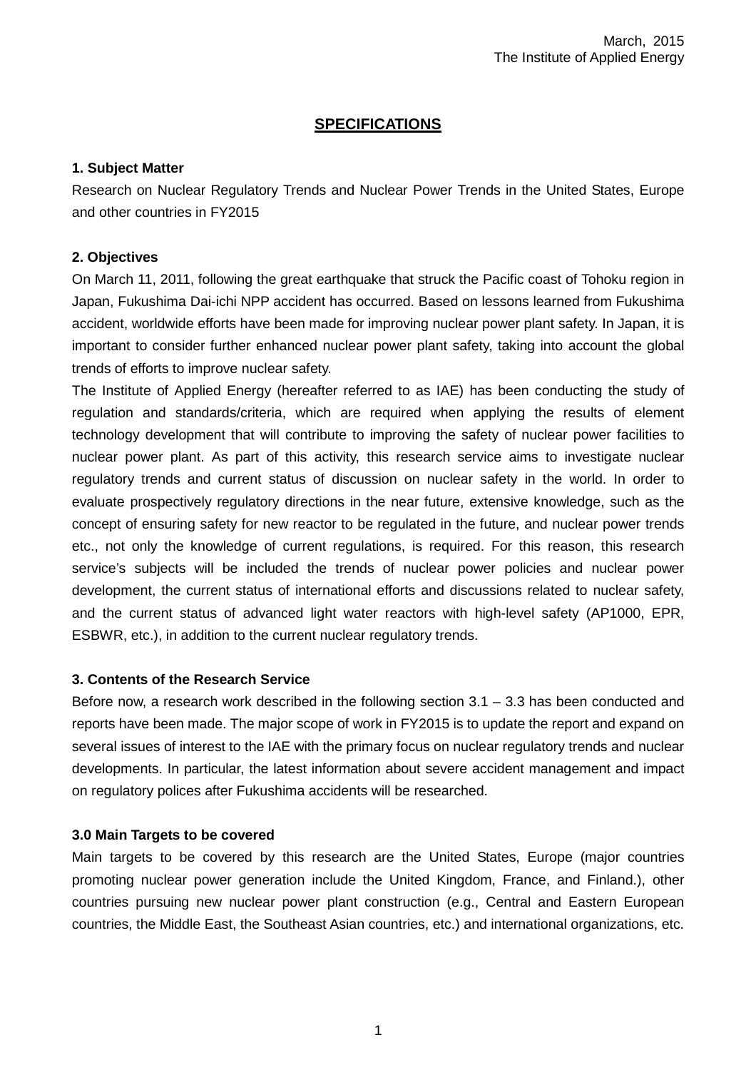March, 2015
The Institute of Applied Energy

# SPECIFICATIONS

**1. Subject Matter**

Research on Nuclear Regulatory Trends and Nuclear Power Trends in the United States, Europe and other countries in FY2015

**2. Objectives**

On March 11, 2011, following the great earthquake that struck the Pacific coast of Tohoku region in Japan, Fukushima Dai-ichi NPP accident has occurred. Based on lessons learned from Fukushima accident, worldwide efforts have been made for improving nuclear power plant safety. In Japan, it is important to consider further enhanced nuclear power plant safety, taking into account the global trends of efforts to improve nuclear safety.

The Institute of Applied Energy (hereafter referred to as IAE) has been conducting the study of regulation and standards/criteria, which are required when applying the results of element technology development that will contribute to improving the safety of nuclear power facilities to nuclear power plant. As part of this activity, this research service aims to investigate nuclear regulatory trends and current status of discussion on nuclear safety in the world. In order to evaluate prospectively regulatory directions in the near future, extensive knowledge, such as the concept of ensuring safety for new reactor to be regulated in the future, and nuclear power trends etc., not only the knowledge of current regulations, is required. For this reason, this research service's subjects will be included the trends of nuclear power policies and nuclear power development, the current status of international efforts and discussions related to nuclear safety, and the current status of advanced light water reactors with high-level safety (AP1000, EPR, ESBWR, etc.), in addition to the current nuclear regulatory trends.

**3. Contents of the Research Service**

Before now, a research work described in the following section 3.1 – 3.3 has been conducted and reports have been made. The major scope of work in FY2015 is to update the report and expand on several issues of interest to the IAE with the primary focus on nuclear regulatory trends and nuclear developments. In particular, the latest information about severe accident management and impact on regulatory polices after Fukushima accidents will be researched.

**3.0 Main Targets to be covered**

Main targets to be covered by this research are the United States, Europe (major countries promoting nuclear power generation include the United Kingdom, France, and Finland.), other countries pursuing new nuclear power plant construction (e.g., Central and Eastern European countries, the Middle East, the Southeast Asian countries, etc.) and international organizations, etc.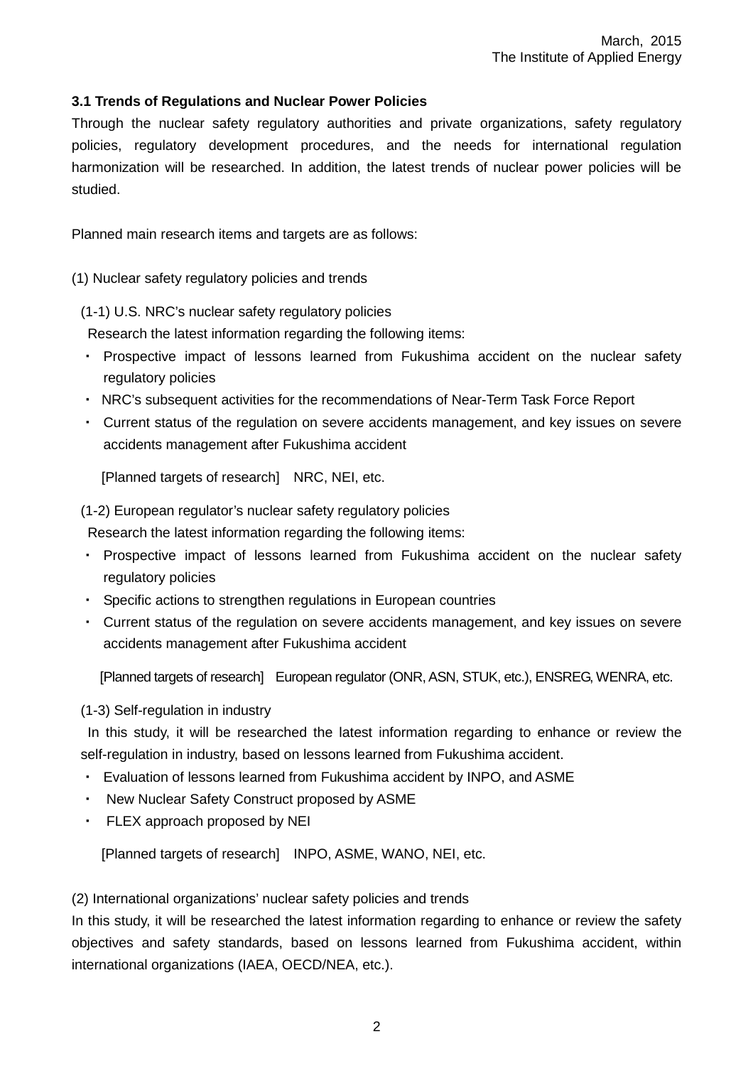### 3.1 Trends of Regulations and Nuclear Power Policies

Through the nuclear safety regulatory authorities and private organizations, safety regulatory policies, regulatory development procedures, and the needs for international regulation harmonization will be researched. In addition, the latest trends of nuclear power policies will be studied.

Planned main research items and targets are as follows:

(1) Nuclear safety regulatory policies and trends

(1-1) U.S. NRC's nuclear safety regulatory policies

Research the latest information regarding the following items:

- Prospective impact of lessons learned from Fukushima accident on the nuclear safety regulatory policies
- NRC's subsequent activities for the recommendations of Near-Term Task Force Report
- Current status of the regulation on severe accidents management, and key issues on severe accidents management after Fukushima accident

[Planned targets of research]　NRC, NEI, etc.

(1-2) European regulator's nuclear safety regulatory policies

Research the latest information regarding the following items:

- Prospective impact of lessons learned from Fukushima accident on the nuclear safety regulatory policies
- Specific actions to strengthen regulations in European countries
- Current status of the regulation on severe accidents management, and key issues on severe accidents management after Fukushima accident

[Planned targets of research]　European regulator (ONR, ASN, STUK, etc.), ENSREG, WENRA, etc.

(1-3) Self-regulation in industry

In this study, it will be researched the latest information regarding to enhance or review the self-regulation in industry, based on lessons learned from Fukushima accident.

- Evaluation of lessons learned from Fukushima accident by INPO, and ASME
- New Nuclear Safety Construct proposed by ASME
- FLEX approach proposed by NEI

[Planned targets of research]　INPO, ASME, WANO, NEI, etc.

(2) International organizations' nuclear safety policies and trends

In this study, it will be researched the latest information regarding to enhance or review the safety objectives and safety standards, based on lessons learned from Fukushima accident, within international organizations (IAEA, OECD/NEA, etc.).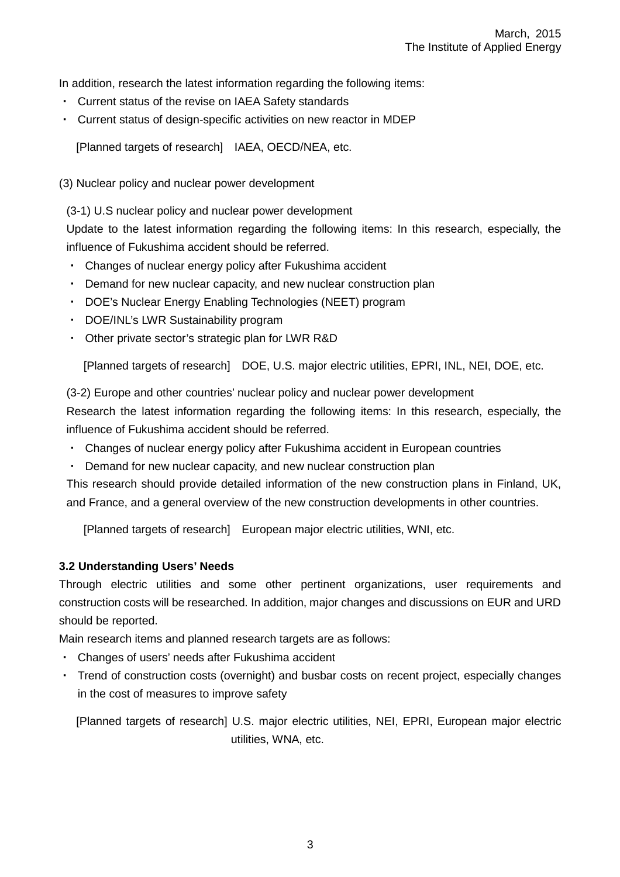In addition, research the latest information regarding the following items:

- Current status of the revise on IAEA Safety standards
- Current status of design-specific activities on new reactor in MDEP

[Planned targets of research]　IAEA, OECD/NEA, etc.

(3) Nuclear policy and nuclear power development

(3-1) U.S nuclear policy and nuclear power development

Update to the latest information regarding the following items: In this research, especially, the influence of Fukushima accident should be referred.

- Changes of nuclear energy policy after Fukushima accident
- Demand for new nuclear capacity, and new nuclear construction plan
- DOE's Nuclear Energy Enabling Technologies (NEET) program
- DOE/INL's LWR Sustainability program
- Other private sector's strategic plan for LWR R&D

[Planned targets of research]　DOE, U.S. major electric utilities, EPRI, INL, NEI, DOE, etc.

(3-2) Europe and other countries' nuclear policy and nuclear power development

Research the latest information regarding the following items: In this research, especially, the influence of Fukushima accident should be referred.

- Changes of nuclear energy policy after Fukushima accident in European countries
- Demand for new nuclear capacity, and new nuclear construction plan

This research should provide detailed information of the new construction plans in Finland, UK, and France, and a general overview of the new construction developments in other countries.

[Planned targets of research]　European major electric utilities, WNI, etc.

### 3.2 Understanding Users' Needs

Through electric utilities and some other pertinent organizations, user requirements and construction costs will be researched. In addition, major changes and discussions on EUR and URD should be reported.

Main research items and planned research targets are as follows:

- Changes of users' needs after Fukushima accident
- Trend of construction costs (overnight) and busbar costs on recent project, especially changes in the cost of measures to improve safety

[Planned targets of research] U.S. major electric utilities, NEI, EPRI, European major electric utilities, WNA, etc.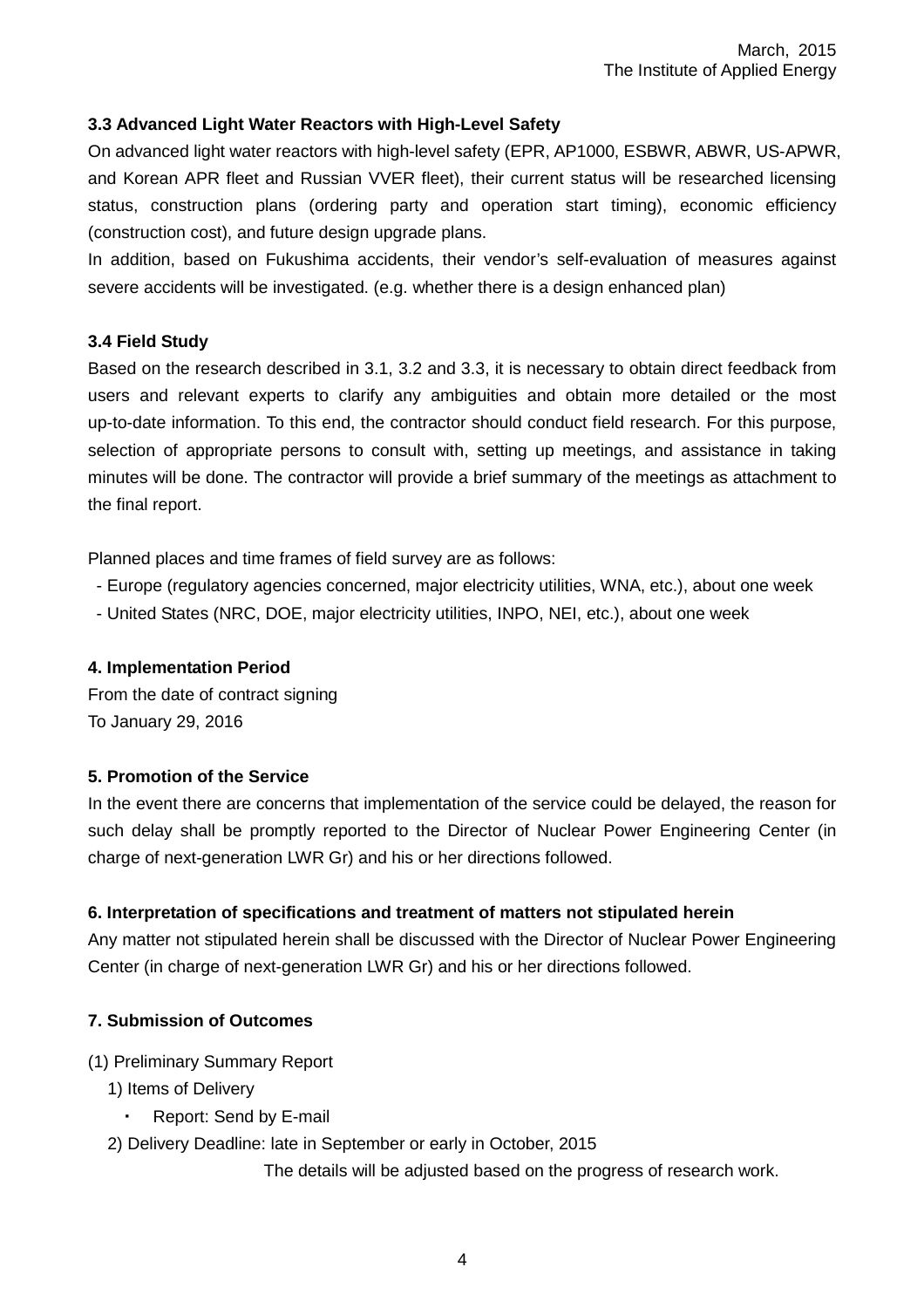March, 2015
The Institute of Applied Energy

### 3.3 Advanced Light Water Reactors with High-Level Safety

On advanced light water reactors with high-level safety (EPR, AP1000, ESBWR, ABWR, US-APWR, and Korean APR fleet and Russian VVER fleet), their current status will be researched licensing status, construction plans (ordering party and operation start timing), economic efficiency (construction cost), and future design upgrade plans.

In addition, based on Fukushima accidents, their vendor's self-evaluation of measures against severe accidents will be investigated. (e.g. whether there is a design enhanced plan)

### 3.4 Field Study

Based on the research described in 3.1, 3.2 and 3.3, it is necessary to obtain direct feedback from users and relevant experts to clarify any ambiguities and obtain more detailed or the most up-to-date information. To this end, the contractor should conduct field research. For this purpose, selection of appropriate persons to consult with, setting up meetings, and assistance in taking minutes will be done. The contractor will provide a brief summary of the meetings as attachment to the final report.

Planned places and time frames of field survey are as follows:

- Europe (regulatory agencies concerned, major electricity utilities, WNA, etc.), about one week
- United States (NRC, DOE, major electricity utilities, INPO, NEI, etc.), about one week

## 4. Implementation Period

From the date of contract signing
To January 29, 2016

## 5. Promotion of the Service

In the event there are concerns that implementation of the service could be delayed, the reason for such delay shall be promptly reported to the Director of Nuclear Power Engineering Center (in charge of next-generation LWR Gr) and his or her directions followed.

## 6. Interpretation of specifications and treatment of matters not stipulated herein

Any matter not stipulated herein shall be discussed with the Director of Nuclear Power Engineering Center (in charge of next-generation LWR Gr) and his or her directions followed.

## 7. Submission of Outcomes

(1) Preliminary Summary Report

1) Items of Delivery

・ Report: Send by E-mail

2) Delivery Deadline: late in September or early in October, 2015

The details will be adjusted based on the progress of research work.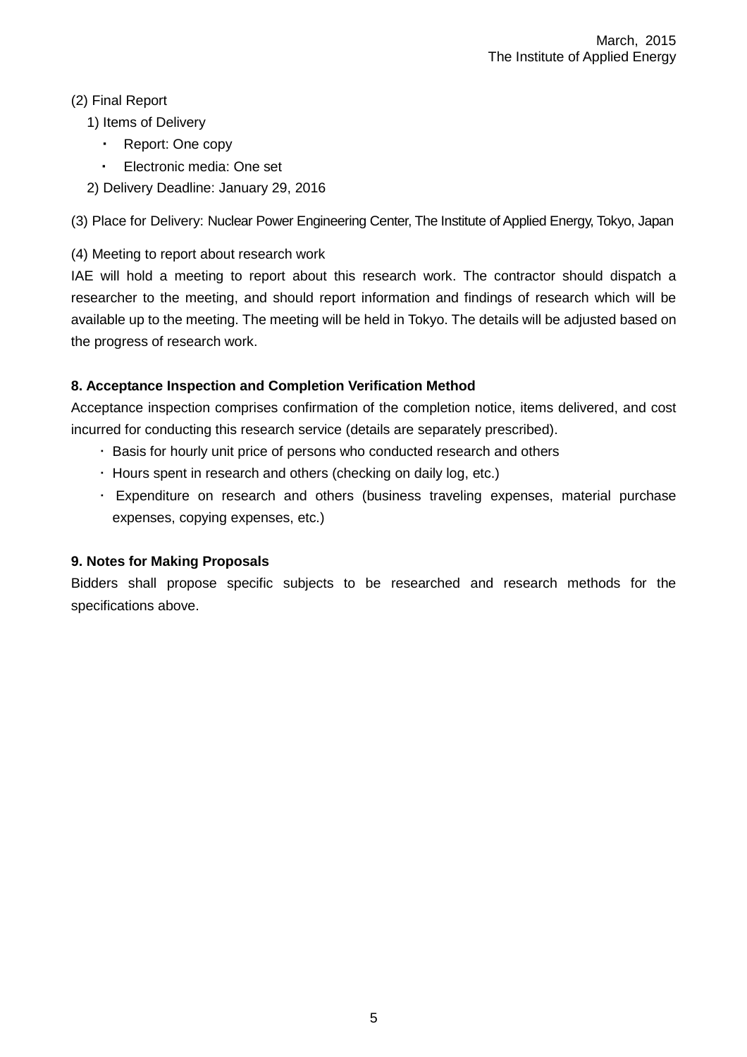(2) Final Report

1) Items of Delivery

- Report: One copy
- Electronic media: One set

2) Delivery Deadline: January 29, 2016

(3) Place for Delivery: Nuclear Power Engineering Center, The Institute of Applied Energy, Tokyo, Japan

(4) Meeting to report about research work

IAE will hold a meeting to report about this research work. The contractor should dispatch a researcher to the meeting, and should report information and findings of research which will be available up to the meeting. The meeting will be held in Tokyo. The details will be adjusted based on the progress of research work.

**8. Acceptance Inspection and Completion Verification Method**

Acceptance inspection comprises confirmation of the completion notice, items delivered, and cost incurred for conducting this research service (details are separately prescribed).

- Basis for hourly unit price of persons who conducted research and others
- Hours spent in research and others (checking on daily log, etc.)
- Expenditure on research and others (business traveling expenses, material purchase expenses, copying expenses, etc.)

**9. Notes for Making Proposals**

Bidders shall propose specific subjects to be researched and research methods for the specifications above.